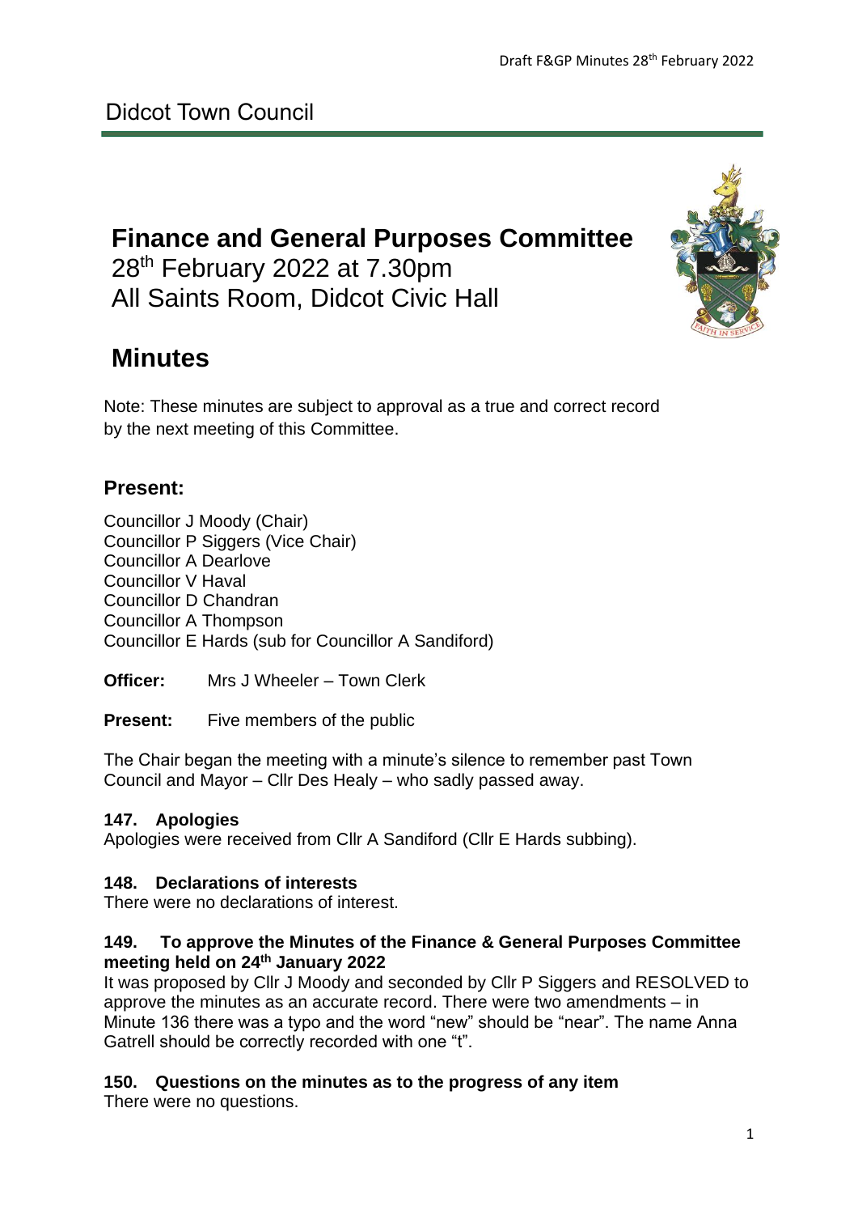Didcot Town Council

# Finance and General Purposes Committee

28th February 2022 at 7.30pm
All Saints Room, Didcot Civic Hall

# Minutes

Note: These minutes are subject to approval as a true and correct record by the next meeting of this Committee.

## Present:

Councillor J Moody (Chair)
Councillor P Siggers (Vice Chair)
Councillor A Dearlove
Councillor V Haval
Councillor D Chandran
Councillor A Thompson
Councillor E Hards (sub for Councillor A Sandiford)

**Officer:** Mrs J Wheeler – Town Clerk

**Present:** Five members of the public

The Chair began the meeting with a minute's silence to remember past Town Council and Mayor – Cllr Des Healy – who sadly passed away.

### 147. Apologies

Apologies were received from Cllr A Sandiford (Cllr E Hards subbing).

### 148. Declarations of interests

There were no declarations of interest.

### 149. To approve the Minutes of the Finance & General Purposes Committee meeting held on 24th January 2022

It was proposed by Cllr J Moody and seconded by Cllr P Siggers and RESOLVED to approve the minutes as an accurate record. There were two amendments – in Minute 136 there was a typo and the word "new" should be "near". The name Anna Gatrell should be correctly recorded with one "t".

### 150. Questions on the minutes as to the progress of any item

There were no questions.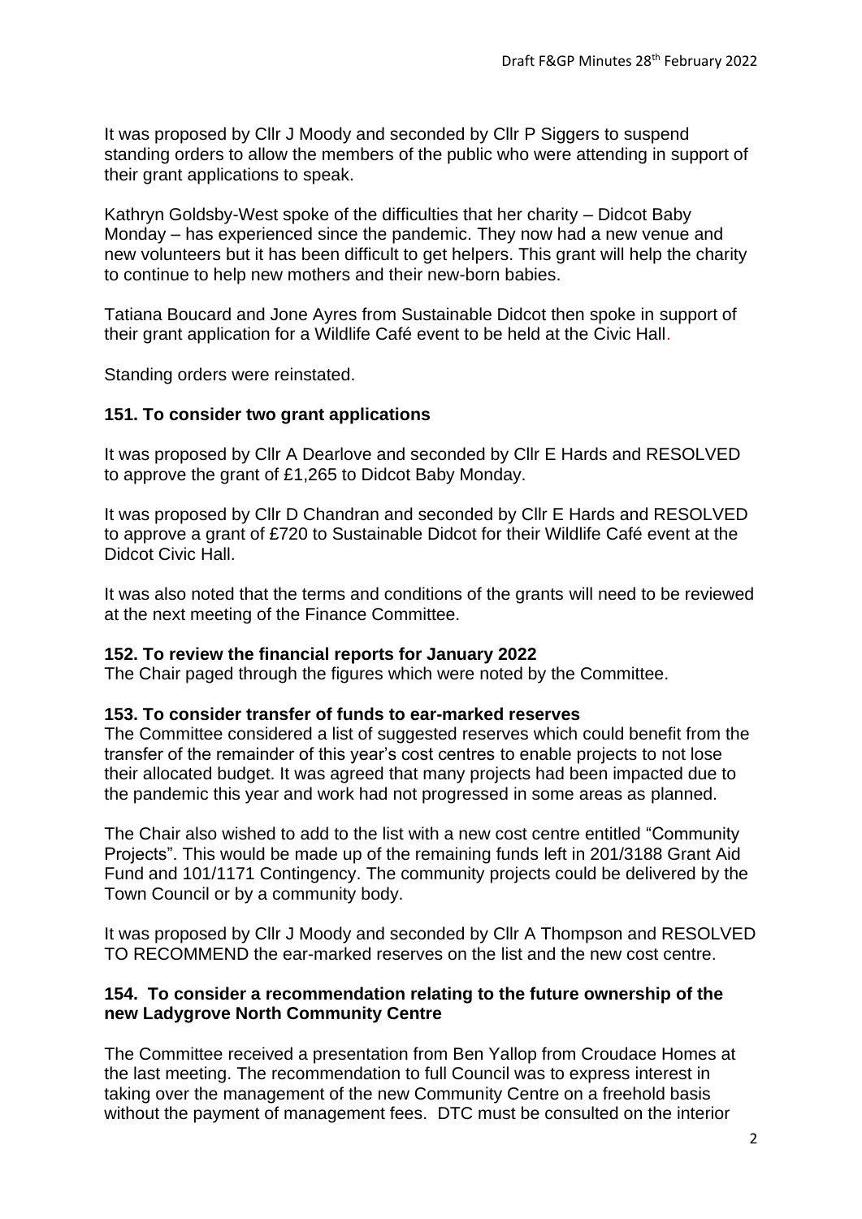It was proposed by Cllr J Moody and seconded by Cllr P Siggers to suspend standing orders to allow the members of the public who were attending in support of their grant applications to speak.

Kathryn Goldsby-West spoke of the difficulties that her charity – Didcot Baby Monday – has experienced since the pandemic. They now had a new venue and new volunteers but it has been difficult to get helpers. This grant will help the charity to continue to help new mothers and their new-born babies.

Tatiana Boucard and Jone Ayres from Sustainable Didcot then spoke in support of their grant application for a Wildlife Café event to be held at the Civic Hall.

Standing orders were reinstated.

### 151. To consider two grant applications

It was proposed by Cllr A Dearlove and seconded by Cllr E Hards and RESOLVED to approve the grant of £1,265 to Didcot Baby Monday.

It was proposed by Cllr D Chandran and seconded by Cllr E Hards and RESOLVED to approve a grant of £720 to Sustainable Didcot for their Wildlife Café event at the Didcot Civic Hall.

It was also noted that the terms and conditions of the grants will need to be reviewed at the next meeting of the Finance Committee.

### 152. To review the financial reports for January 2022

The Chair paged through the figures which were noted by the Committee.

### 153. To consider transfer of funds to ear-marked reserves

The Committee considered a list of suggested reserves which could benefit from the transfer of the remainder of this year's cost centres to enable projects to not lose their allocated budget. It was agreed that many projects had been impacted due to the pandemic this year and work had not progressed in some areas as planned.

The Chair also wished to add to the list with a new cost centre entitled "Community Projects". This would be made up of the remaining funds left in 201/3188 Grant Aid Fund and 101/1171 Contingency. The community projects could be delivered by the Town Council or by a community body.

It was proposed by Cllr J Moody and seconded by Cllr A Thompson and RESOLVED TO RECOMMEND the ear-marked reserves on the list and the new cost centre.

### 154. To consider a recommendation relating to the future ownership of the new Ladygrove North Community Centre

The Committee received a presentation from Ben Yallop from Croudace Homes at the last meeting. The recommendation to full Council was to express interest in taking over the management of the new Community Centre on a freehold basis without the payment of management fees. DTC must be consulted on the interior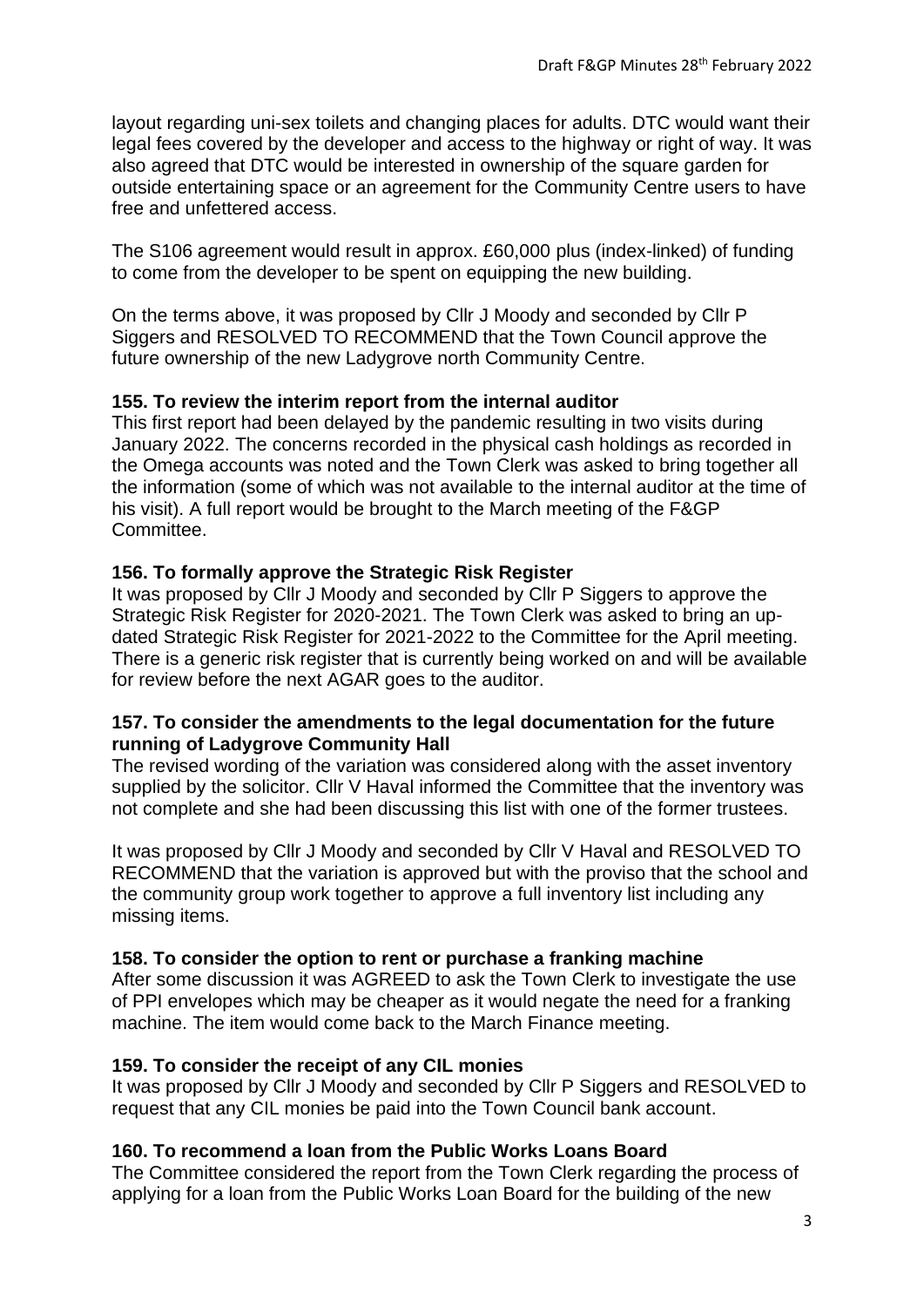layout regarding uni-sex toilets and changing places for adults. DTC would want their legal fees covered by the developer and access to the highway or right of way. It was also agreed that DTC would be interested in ownership of the square garden for outside entertaining space or an agreement for the Community Centre users to have free and unfettered access.

The S106 agreement would result in approx. £60,000 plus (index-linked) of funding to come from the developer to be spent on equipping the new building.

On the terms above, it was proposed by Cllr J Moody and seconded by Cllr P Siggers and RESOLVED TO RECOMMEND that the Town Council approve the future ownership of the new Ladygrove north Community Centre.

**155. To review the interim report from the internal auditor**

This first report had been delayed by the pandemic resulting in two visits during January 2022. The concerns recorded in the physical cash holdings as recorded in the Omega accounts was noted and the Town Clerk was asked to bring together all the information (some of which was not available to the internal auditor at the time of his visit). A full report would be brought to the March meeting of the F&GP Committee.

**156. To formally approve the Strategic Risk Register**

It was proposed by Cllr J Moody and seconded by Cllr P Siggers to approve the Strategic Risk Register for 2020-2021. The Town Clerk was asked to bring an up-dated Strategic Risk Register for 2021-2022 to the Committee for the April meeting. There is a generic risk register that is currently being worked on and will be available for review before the next AGAR goes to the auditor.

**157. To consider the amendments to the legal documentation for the future running of Ladygrove Community Hall**

The revised wording of the variation was considered along with the asset inventory supplied by the solicitor. Cllr V Haval informed the Committee that the inventory was not complete and she had been discussing this list with one of the former trustees.

It was proposed by Cllr J Moody and seconded by Cllr V Haval and RESOLVED TO RECOMMEND that the variation is approved but with the proviso that the school and the community group work together to approve a full inventory list including any missing items.

**158. To consider the option to rent or purchase a franking machine**

After some discussion it was AGREED to ask the Town Clerk to investigate the use of PPI envelopes which may be cheaper as it would negate the need for a franking machine. The item would come back to the March Finance meeting.

**159. To consider the receipt of any CIL monies**

It was proposed by Cllr J Moody and seconded by Cllr P Siggers and RESOLVED to request that any CIL monies be paid into the Town Council bank account.

**160. To recommend a loan from the Public Works Loans Board**

The Committee considered the report from the Town Clerk regarding the process of applying for a loan from the Public Works Loan Board for the building of the new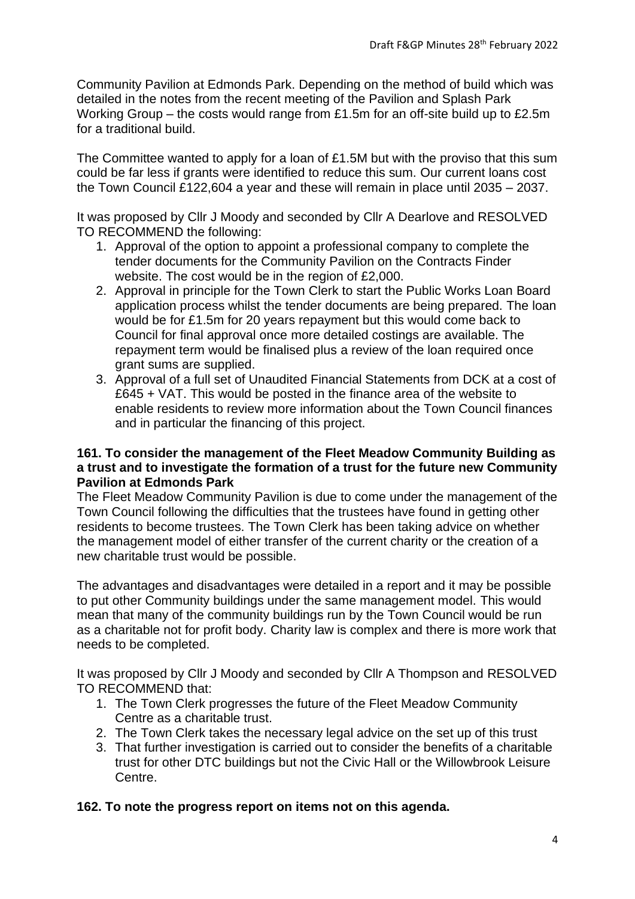Community Pavilion at Edmonds Park. Depending on the method of build which was detailed in the notes from the recent meeting of the Pavilion and Splash Park Working Group – the costs would range from £1.5m for an off-site build up to £2.5m for a traditional build.

The Committee wanted to apply for a loan of £1.5M but with the proviso that this sum could be far less if grants were identified to reduce this sum. Our current loans cost the Town Council £122,604 a year and these will remain in place until 2035 – 2037.

It was proposed by Cllr J Moody and seconded by Cllr A Dearlove and RESOLVED TO RECOMMEND the following:

1. Approval of the option to appoint a professional company to complete the tender documents for the Community Pavilion on the Contracts Finder website. The cost would be in the region of £2,000.
2. Approval in principle for the Town Clerk to start the Public Works Loan Board application process whilst the tender documents are being prepared. The loan would be for £1.5m for 20 years repayment but this would come back to Council for final approval once more detailed costings are available. The repayment term would be finalised plus a review of the loan required once grant sums are supplied.
3. Approval of a full set of Unaudited Financial Statements from DCK at a cost of £645 + VAT. This would be posted in the finance area of the website to enable residents to review more information about the Town Council finances and in particular the financing of this project.

**161. To consider the management of the Fleet Meadow Community Building as a trust and to investigate the formation of a trust for the future new Community Pavilion at Edmonds Park**

The Fleet Meadow Community Pavilion is due to come under the management of the Town Council following the difficulties that the trustees have found in getting other residents to become trustees. The Town Clerk has been taking advice on whether the management model of either transfer of the current charity or the creation of a new charitable trust would be possible.

The advantages and disadvantages were detailed in a report and it may be possible to put other Community buildings under the same management model. This would mean that many of the community buildings run by the Town Council would be run as a charitable not for profit body. Charity law is complex and there is more work that needs to be completed.

It was proposed by Cllr J Moody and seconded by Cllr A Thompson and RESOLVED TO RECOMMEND that:

1. The Town Clerk progresses the future of the Fleet Meadow Community Centre as a charitable trust.
2. The Town Clerk takes the necessary legal advice on the set up of this trust
3. That further investigation is carried out to consider the benefits of a charitable trust for other DTC buildings but not the Civic Hall or the Willowbrook Leisure Centre.

**162. To note the progress report on items not on this agenda.**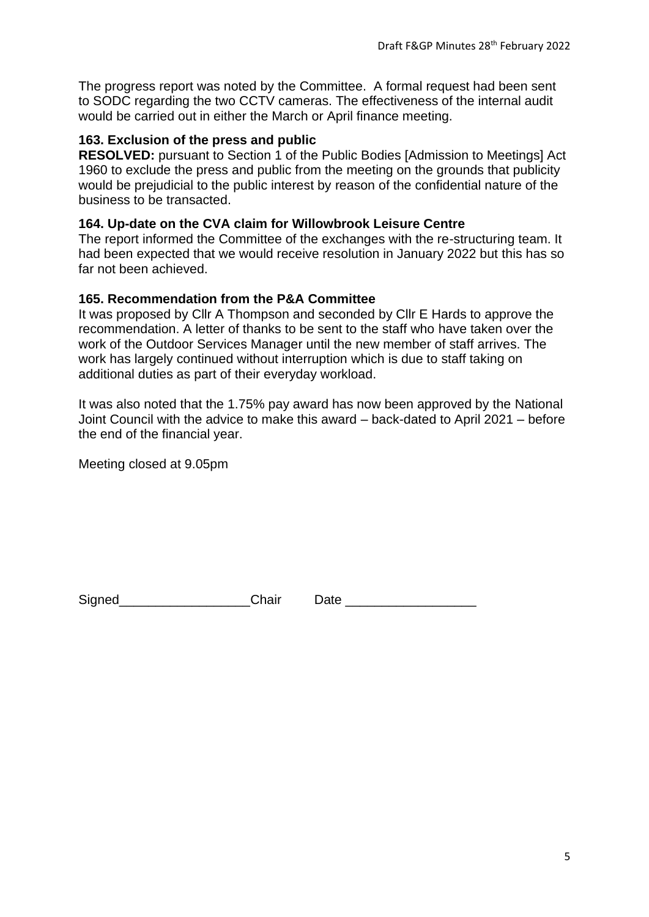The progress report was noted by the Committee. A formal request had been sent to SODC regarding the two CCTV cameras. The effectiveness of the internal audit would be carried out in either the March or April finance meeting.

### 163. Exclusion of the press and public

**RESOLVED:** pursuant to Section 1 of the Public Bodies [Admission to Meetings] Act 1960 to exclude the press and public from the meeting on the grounds that publicity would be prejudicial to the public interest by reason of the confidential nature of the business to be transacted.

### 164. Up-date on the CVA claim for Willowbrook Leisure Centre

The report informed the Committee of the exchanges with the re-structuring team. It had been expected that we would receive resolution in January 2022 but this has so far not been achieved.

### 165. Recommendation from the P&A Committee

It was proposed by Cllr A Thompson and seconded by Cllr E Hards to approve the recommendation. A letter of thanks to be sent to the staff who have taken over the work of the Outdoor Services Manager until the new member of staff arrives. The work has largely continued without interruption which is due to staff taking on additional duties as part of their everyday workload.

It was also noted that the 1.75% pay award has now been approved by the National Joint Council with the advice to make this award – back-dated to April 2021 – before the end of the financial year.

Meeting closed at 9.05pm

Signed__________________Chair Date __________________